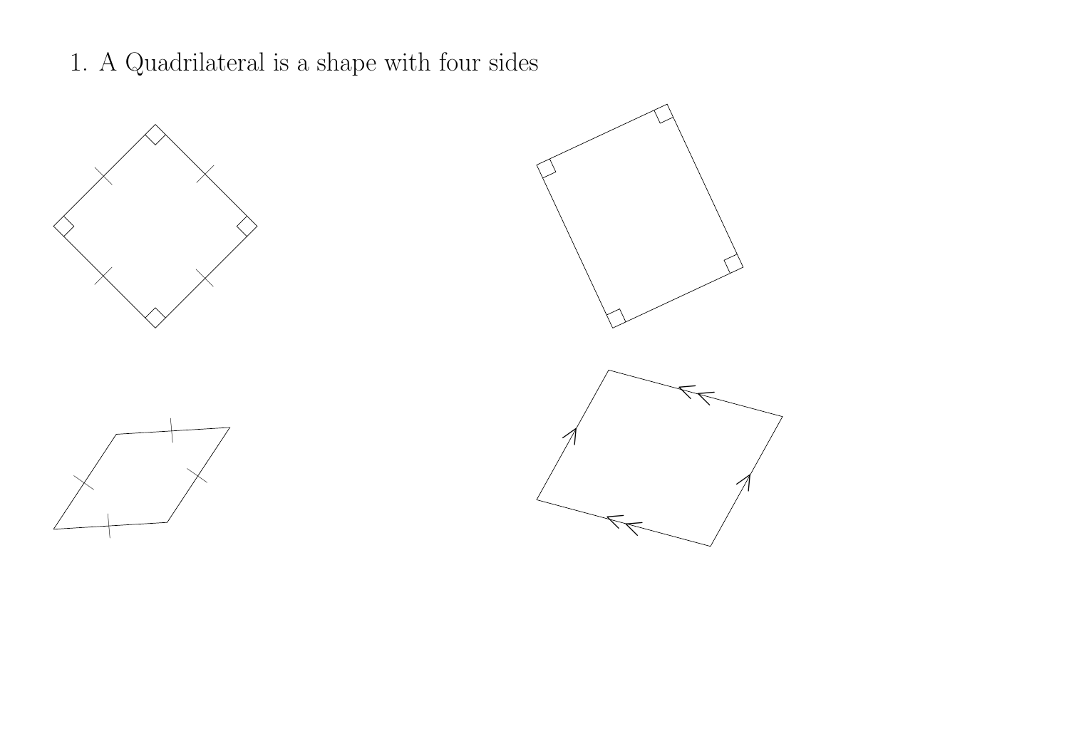1. A Quadrilateral is a shape with four sides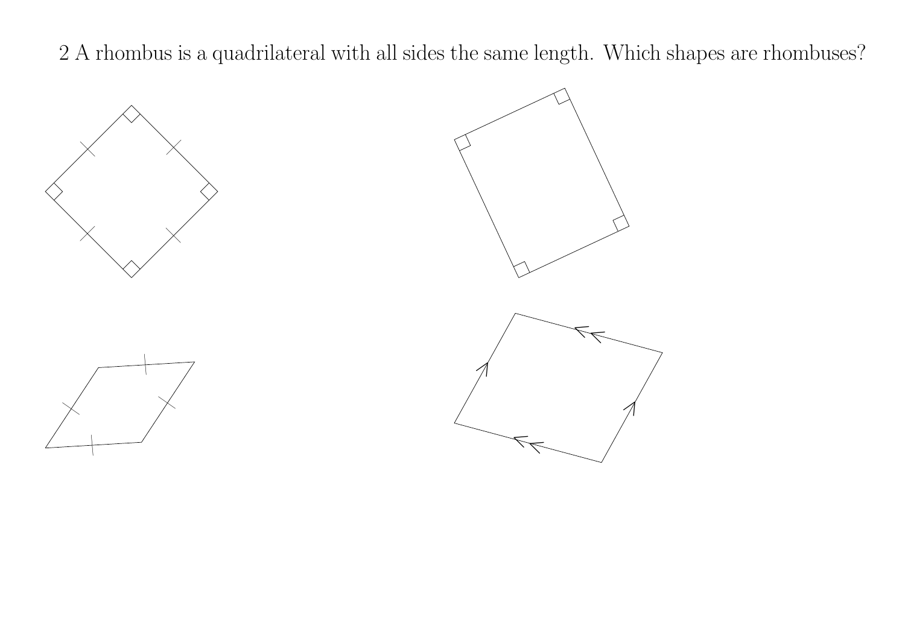2 A rhombus is a quadrilateral with all sides the same length. Which shapes are rhombuses?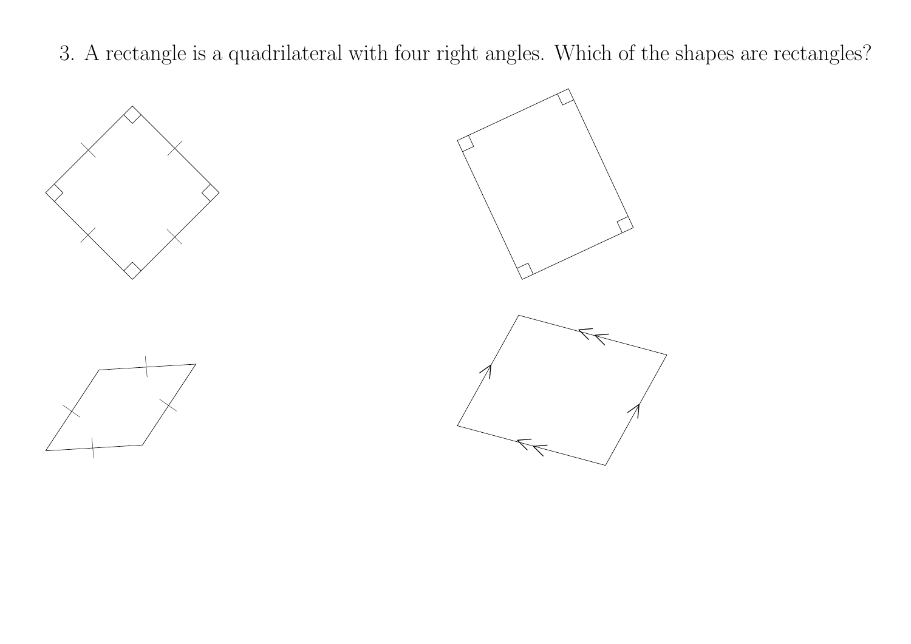3. A rectangle is a quadrilateral with four right angles. Which of the shapes are rectangles?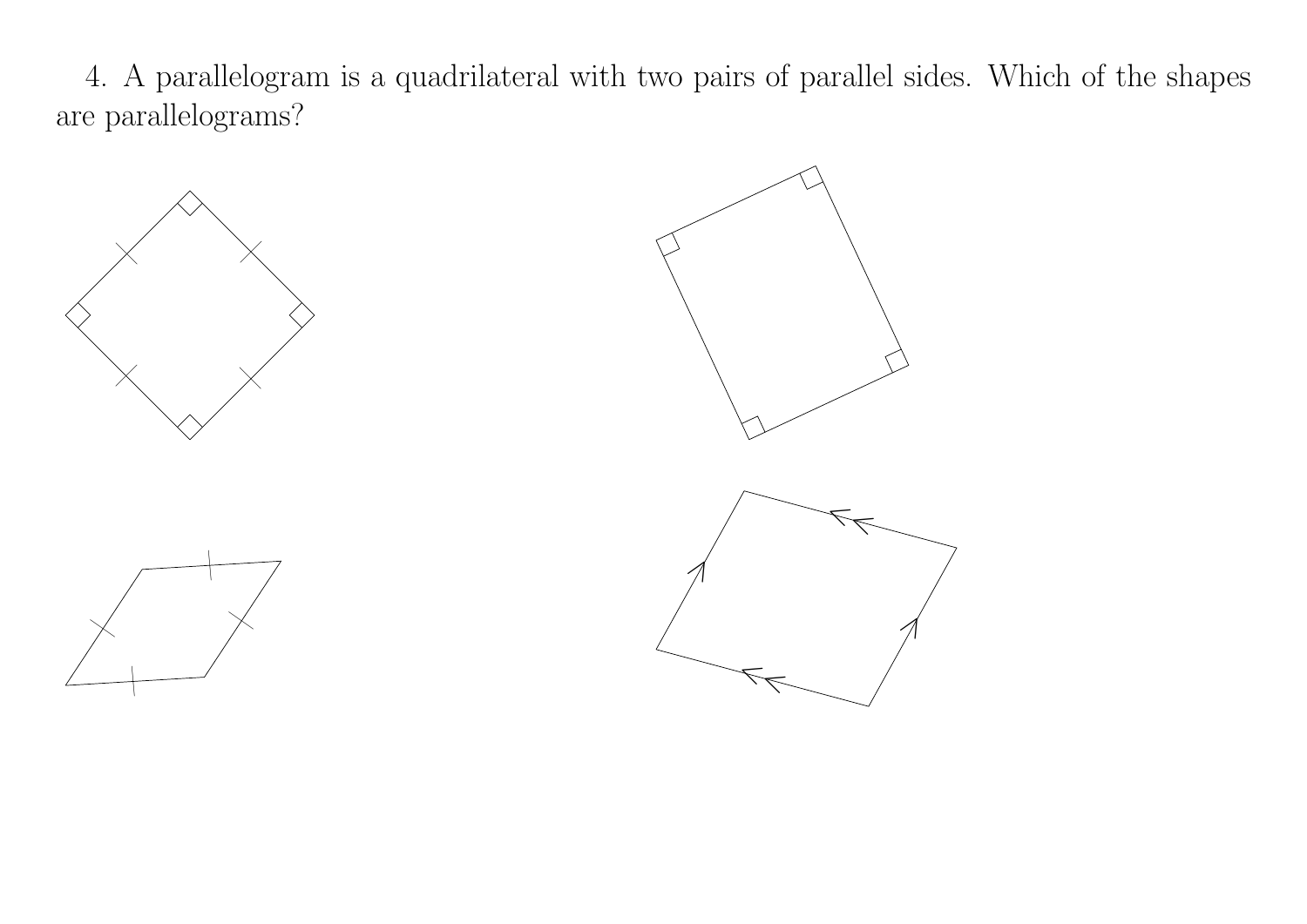4. A parallelogram is a quadrilateral with two pairs of parallel sides. Which of the shapes are parallelograms?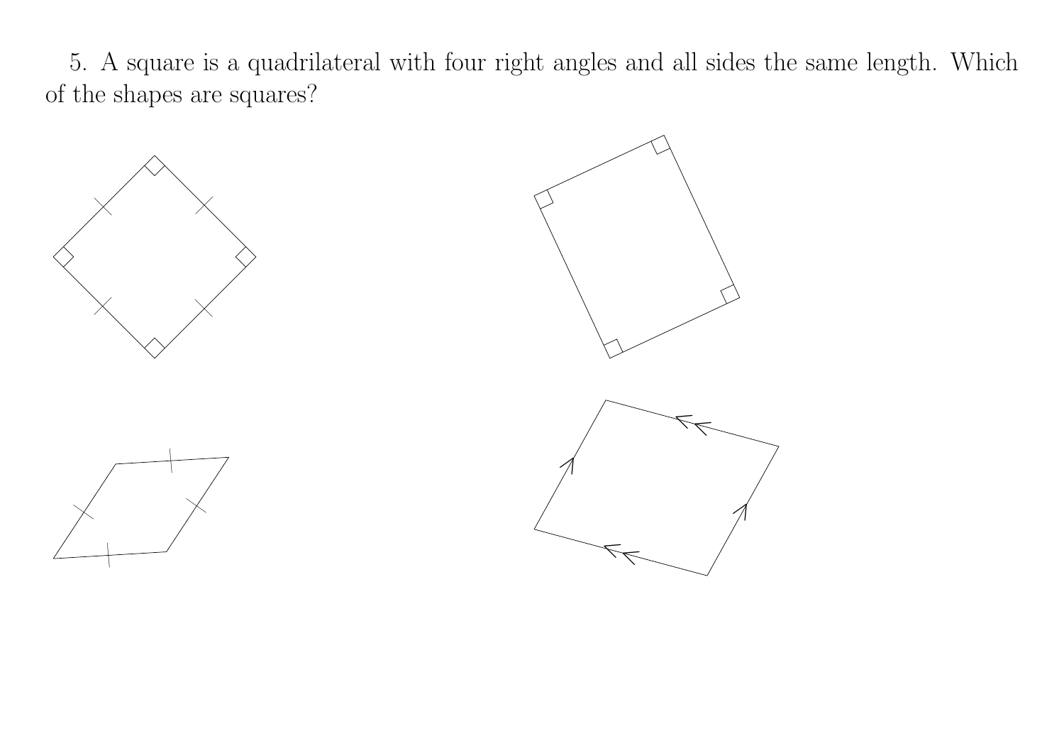5. A square is a quadrilateral with four right angles and all sides the same length. Which of the shapes are squares?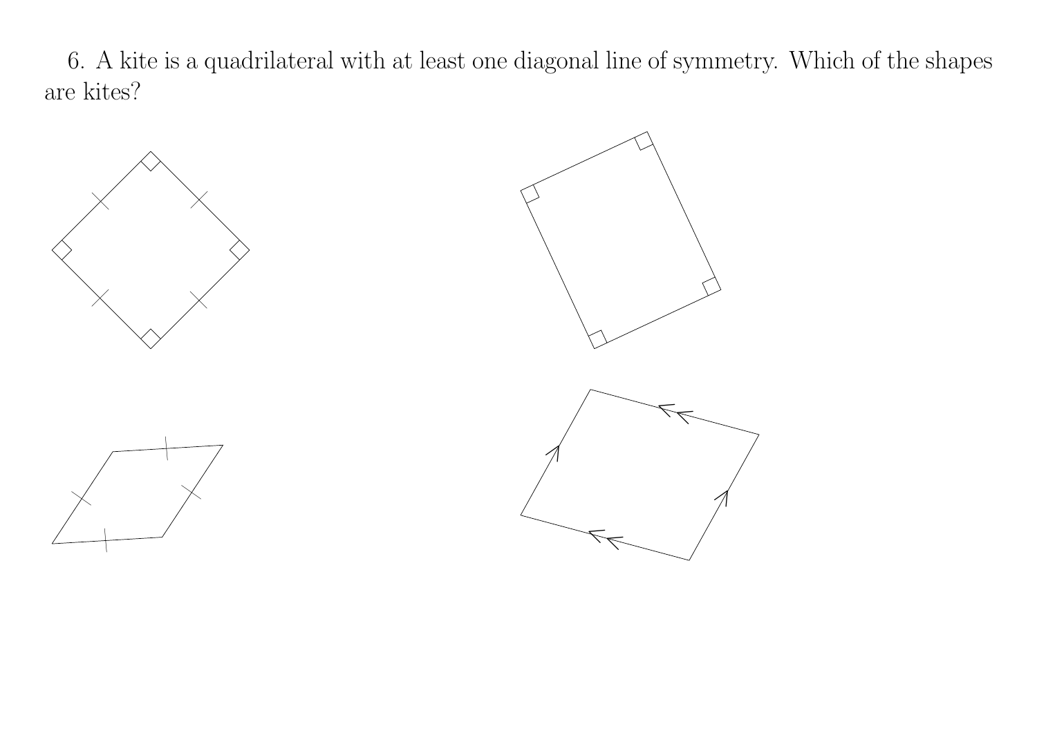6. A kite is a quadrilateral with at least one diagonal line of symmetry. Which of the shapes are kites?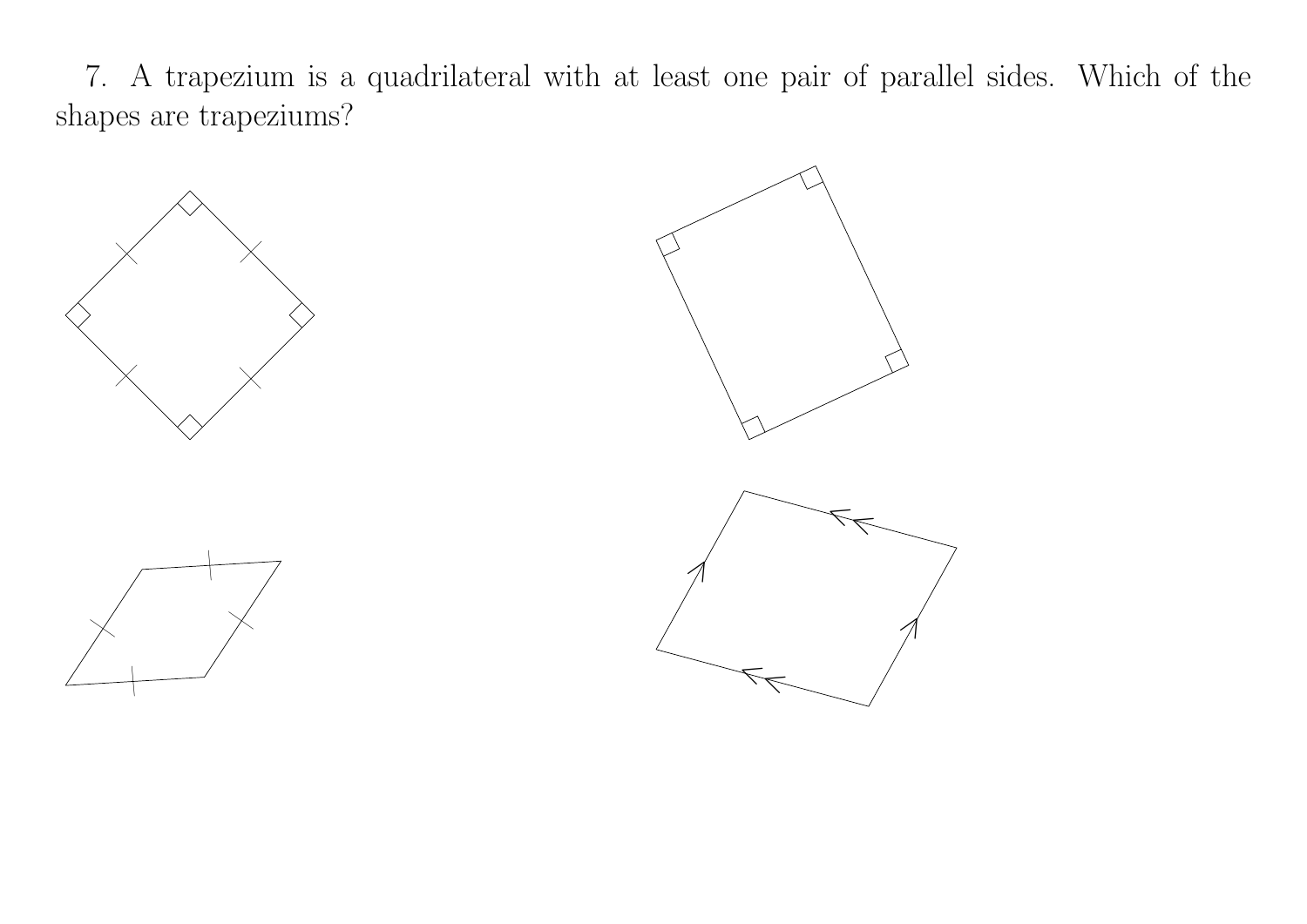7. A trapezium is a quadrilateral with at least one pair of parallel sides. Which of the shapes are trapeziums?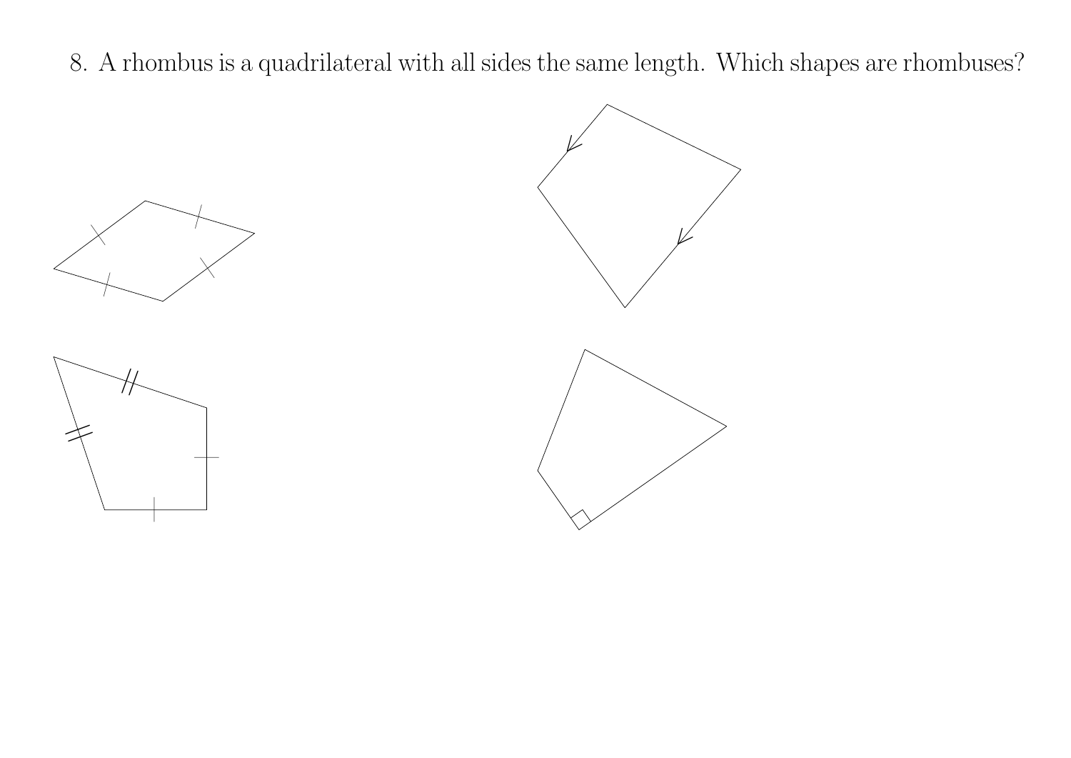8. A rhombus is a quadrilateral with all sides the same length. Which shapes are rhombuses?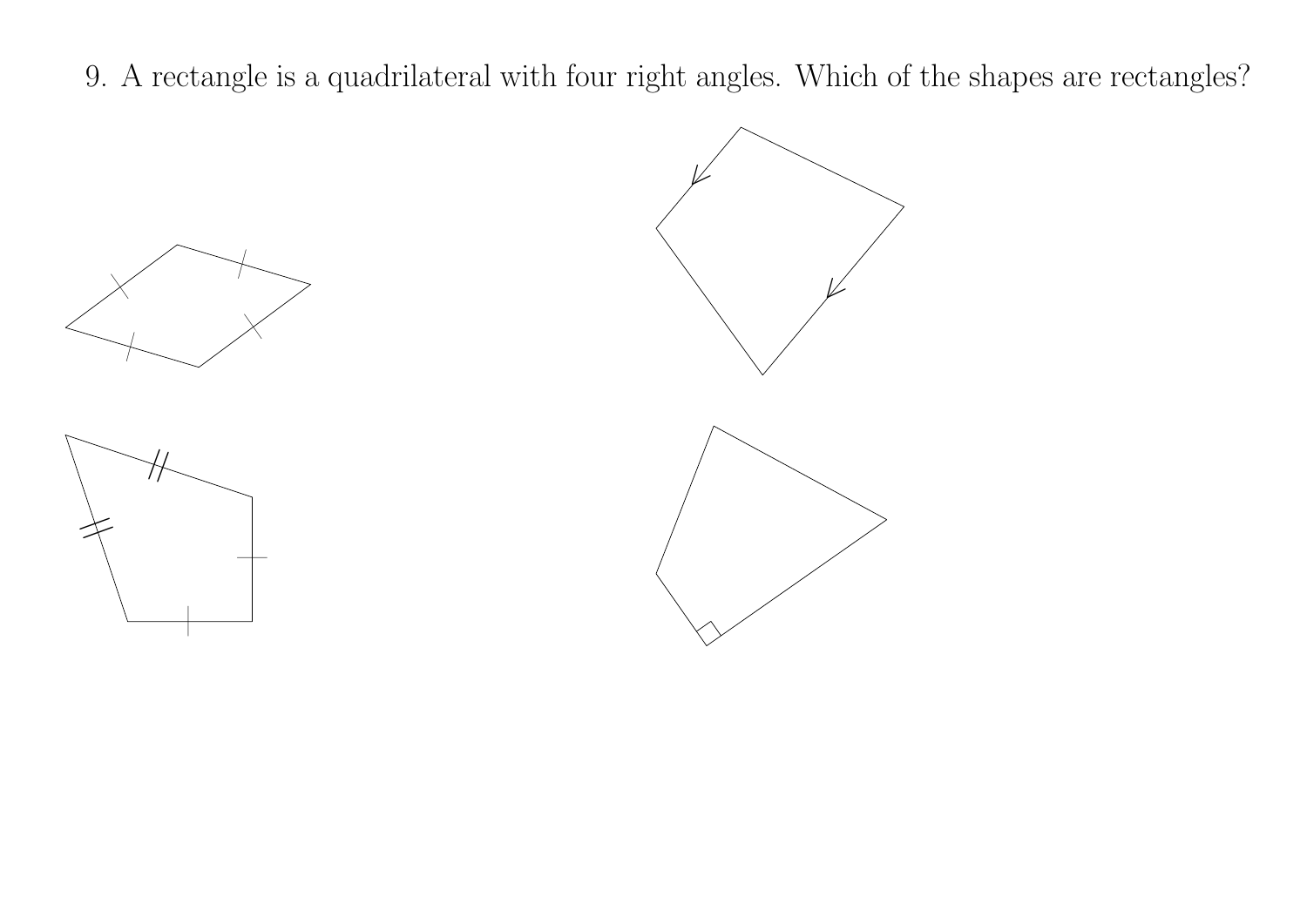9. A rectangle is a quadrilateral with four right angles. Which of the shapes are rectangles?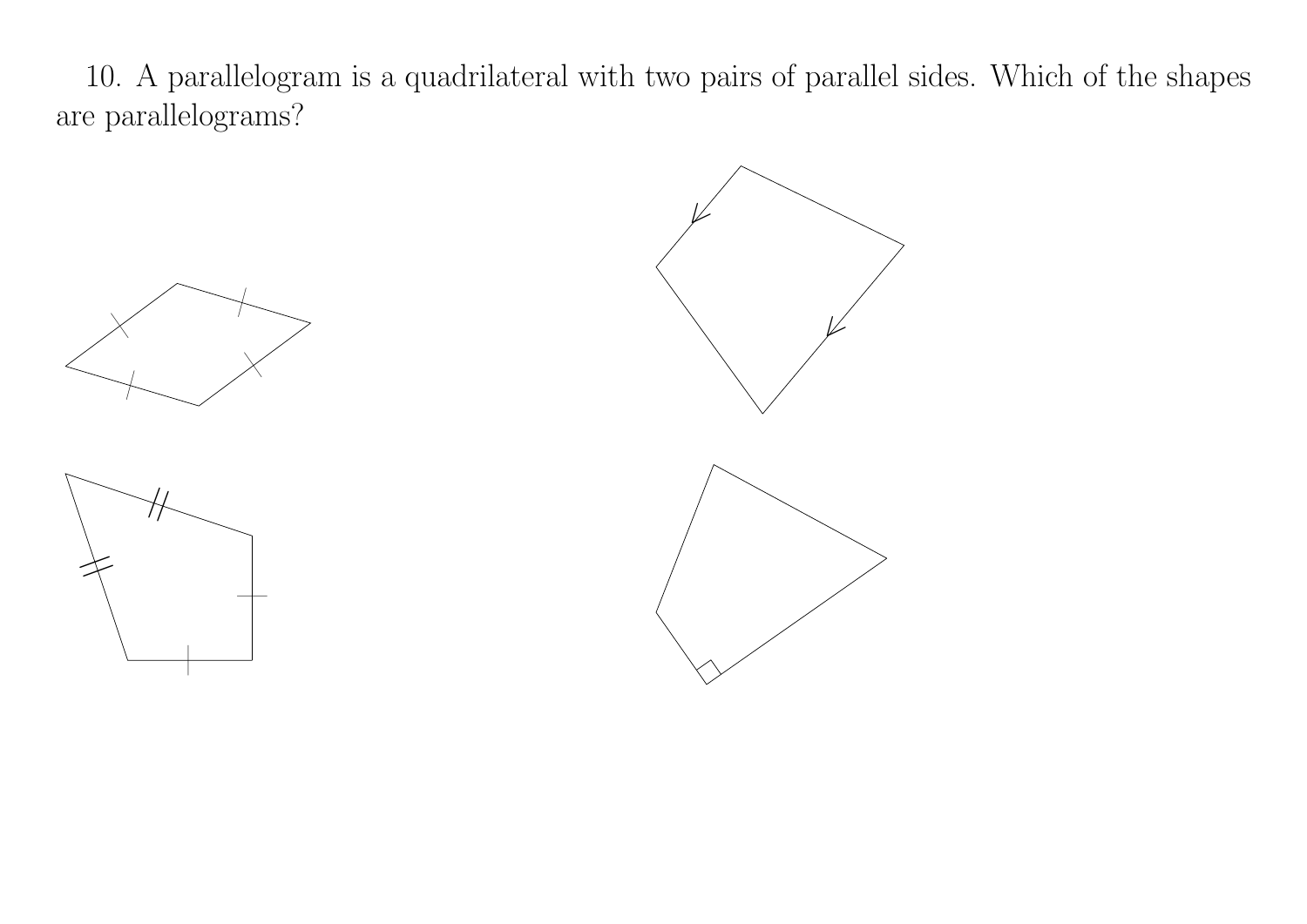10. A parallelogram is a quadrilateral with two pairs of parallel sides. Which of the shapes are parallelograms?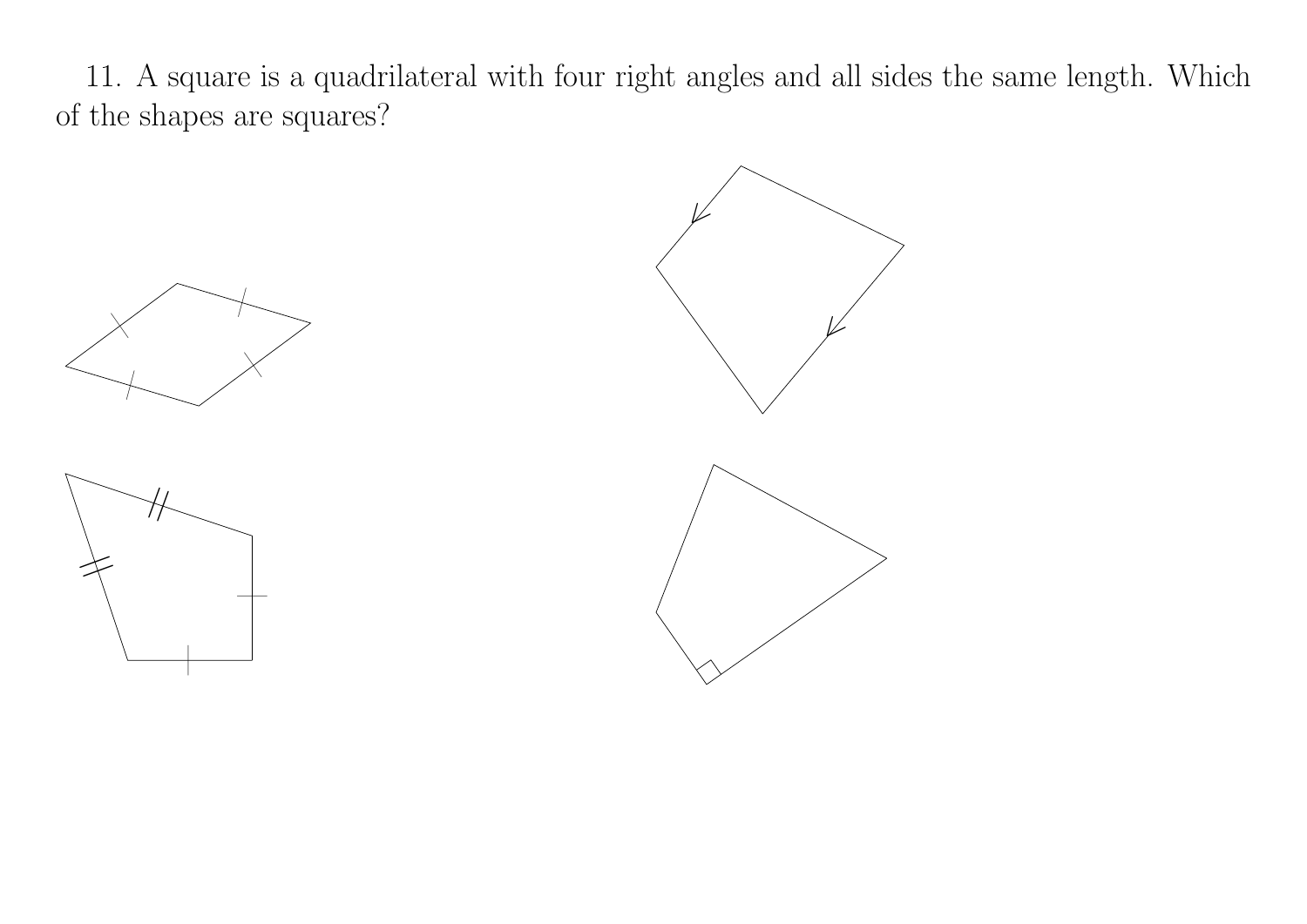11. A square is a quadrilateral with four right angles and all sides the same length. Which of the shapes are squares?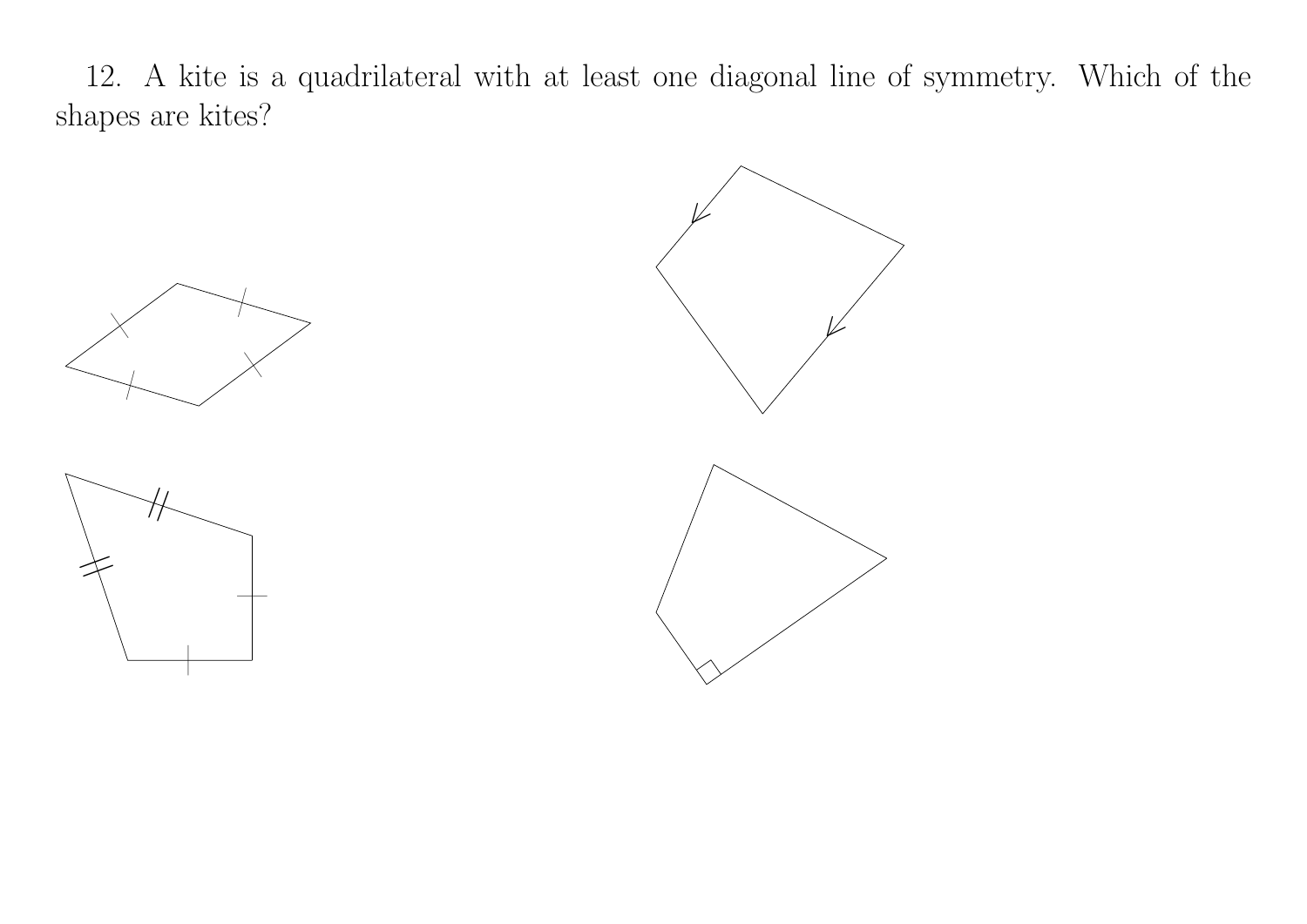12. A kite is a quadrilateral with at least one diagonal line of symmetry. Which of the shapes are kites?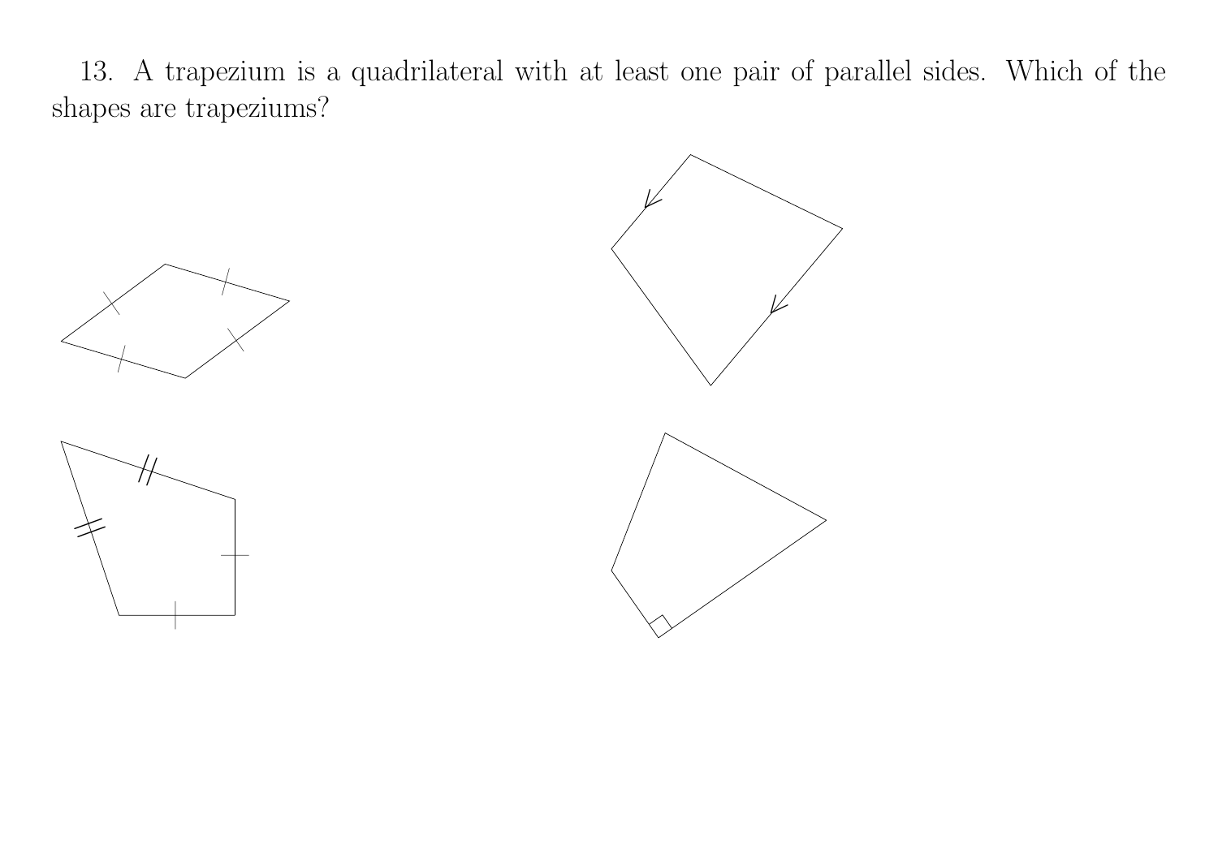13. A trapezium is a quadrilateral with at least one pair of parallel sides. Which of the shapes are trapeziums?